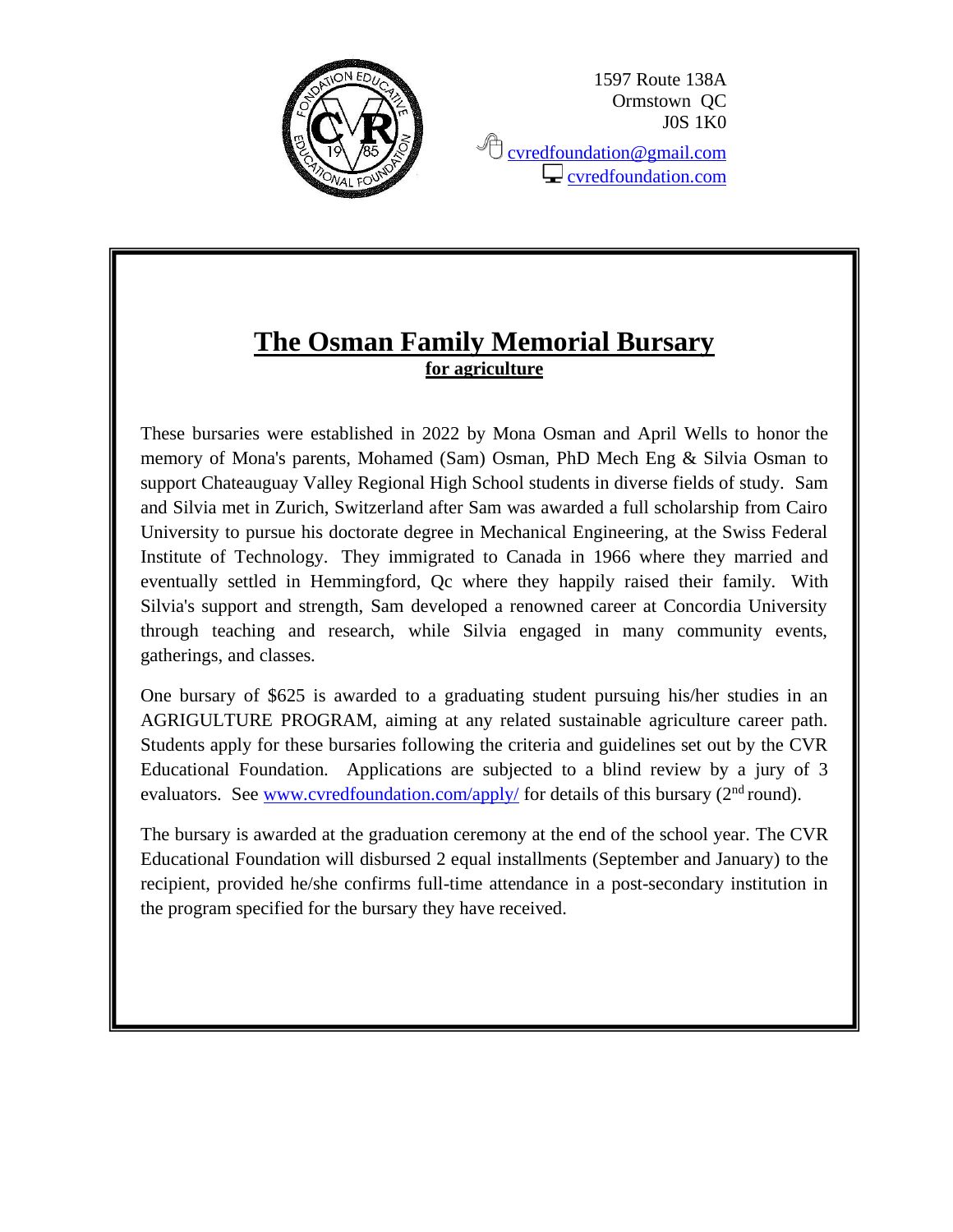1597 Route 138A
Ormstown QC
J0S 1K0

cvredfoundation@gmail.com
cvredfoundation.com

# The Osman Family Memorial Bursary

**for agriculture**

These bursaries were established in 2022 by Mona Osman and April Wells to honor the memory of Mona's parents, Mohamed (Sam) Osman, PhD Mech Eng & Silvia Osman to support Chateauguay Valley Regional High School students in diverse fields of study. Sam and Silvia met in Zurich, Switzerland after Sam was awarded a full scholarship from Cairo University to pursue his doctorate degree in Mechanical Engineering, at the Swiss Federal Institute of Technology. They immigrated to Canada in 1966 where they married and eventually settled in Hemmingford, Qc where they happily raised their family. With Silvia's support and strength, Sam developed a renowned career at Concordia University through teaching and research, while Silvia engaged in many community events, gatherings, and classes.

One bursary of $625 is awarded to a graduating student pursuing his/her studies in an AGRIGULTURE PROGRAM, aiming at any related sustainable agriculture career path. Students apply for these bursaries following the criteria and guidelines set out by the CVR Educational Foundation. Applications are subjected to a blind review by a jury of 3 evaluators. See www.cvredfoundation.com/apply/ for details of this bursary (2nd round).

The bursary is awarded at the graduation ceremony at the end of the school year. The CVR Educational Foundation will disbursed 2 equal installments (September and January) to the recipient, provided he/she confirms full-time attendance in a post-secondary institution in the program specified for the bursary they have received.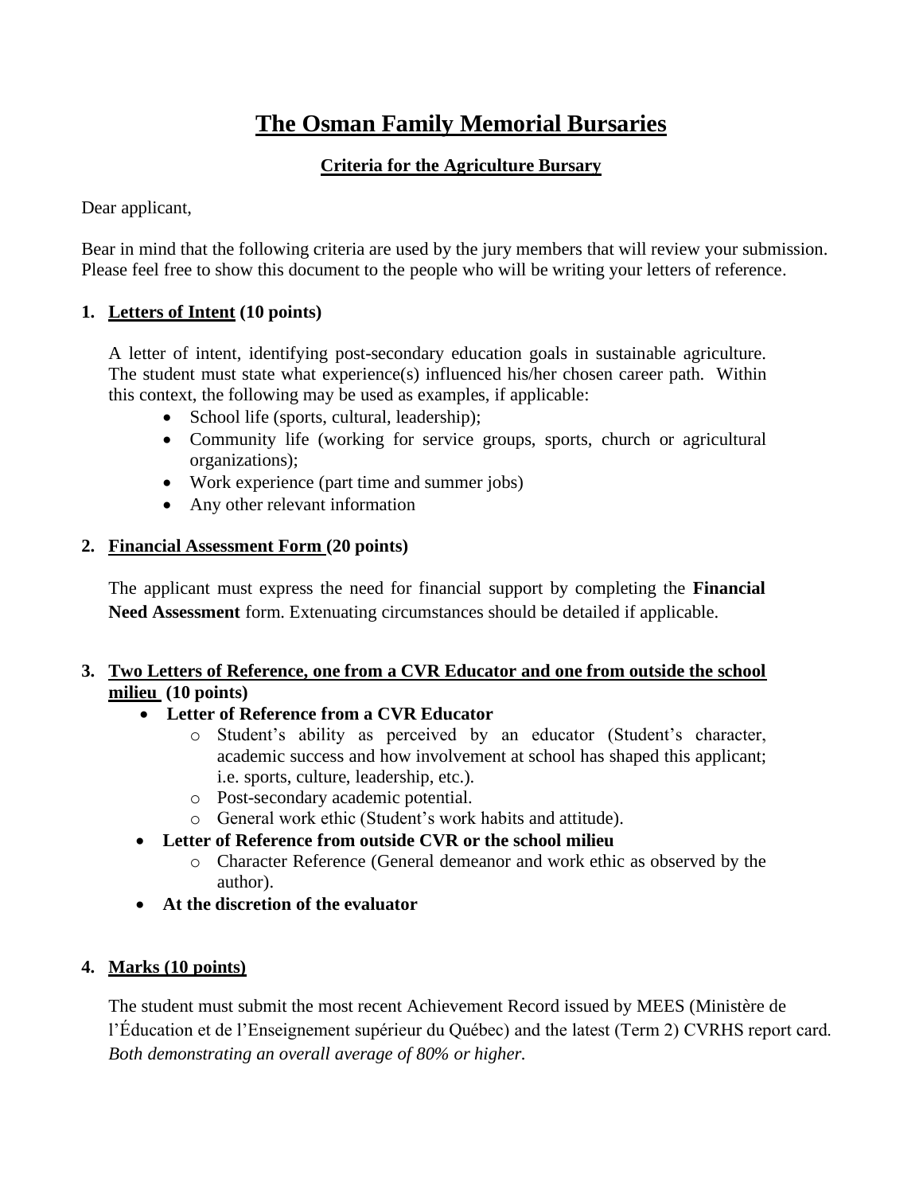# The Osman Family Memorial Bursaries

## Criteria for the Agriculture Bursary

Dear applicant,

Bear in mind that the following criteria are used by the jury members that will review your submission. Please feel free to show this document to the people who will be writing your letters of reference.

1. **Letters of Intent (10 points)**

   A letter of intent, identifying post-secondary education goals in sustainable agriculture. The student must state what experience(s) influenced his/her chosen career path. Within this context, the following may be used as examples, if applicable:

   - School life (sports, cultural, leadership);
   - Community life (working for service groups, sports, church or agricultural organizations);
   - Work experience (part time and summer jobs)
   - Any other relevant information

2. **Financial Assessment Form (20 points)**

   The applicant must express the need for financial support by completing the **Financial Need Assessment** form. Extenuating circumstances should be detailed if applicable.

3. **Two Letters of Reference, one from a CVR Educator and one from outside the school milieu (10 points)**

   - **Letter of Reference from a CVR Educator**
     - Student's ability as perceived by an educator (Student's character, academic success and how involvement at school has shaped this applicant; i.e. sports, culture, leadership, etc.).
     - Post-secondary academic potential.
     - General work ethic (Student's work habits and attitude).
   - **Letter of Reference from outside CVR or the school milieu**
     - Character Reference (General demeanor and work ethic as observed by the author).
   - **At the discretion of the evaluator**

4. **Marks (10 points)**

   The student must submit the most recent Achievement Record issued by MEES (Ministère de l'Éducation et de l'Enseignement supérieur du Québec) and the latest (Term 2) CVRHS report card. *Both demonstrating an overall average of 80% or higher.*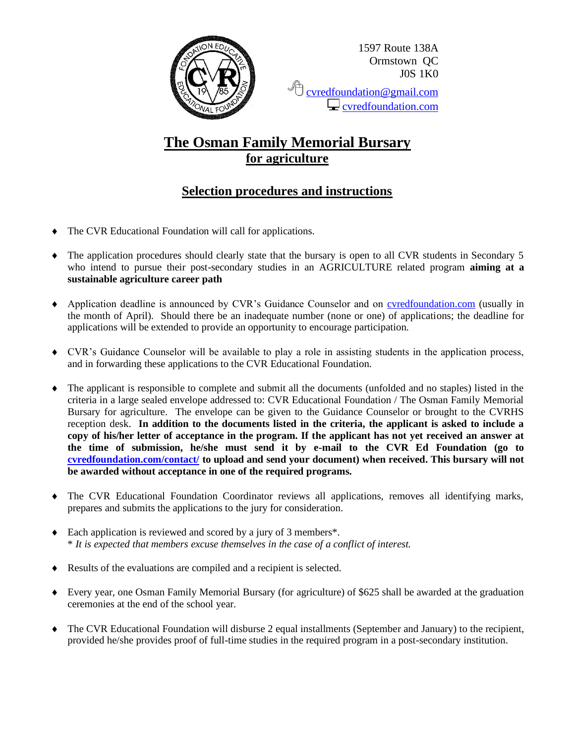1597 Route 138A
Ormstown QC
J0S 1K0

cvredfoundation@gmail.com
cvredfoundation.com

# The Osman Family Memorial Bursary for agriculture

## Selection procedures and instructions

- The CVR Educational Foundation will call for applications.
- The application procedures should clearly state that the bursary is open to all CVR students in Secondary 5 who intend to pursue their post-secondary studies in an AGRICULTURE related program **aiming at a sustainable agriculture career path**
- Application deadline is announced by CVR's Guidance Counselor and on cvredfoundation.com (usually in the month of April). Should there be an inadequate number (none or one) of applications; the deadline for applications will be extended to provide an opportunity to encourage participation.
- CVR's Guidance Counselor will be available to play a role in assisting students in the application process, and in forwarding these applications to the CVR Educational Foundation.
- The applicant is responsible to complete and submit all the documents (unfolded and no staples) listed in the criteria in a large sealed envelope addressed to: CVR Educational Foundation / The Osman Family Memorial Bursary for agriculture. The envelope can be given to the Guidance Counselor or brought to the CVRHS reception desk. **In addition to the documents listed in the criteria, the applicant is asked to include a copy of his/her letter of acceptance in the program. If the applicant has not yet received an answer at the time of submission, he/she must send it by e-mail to the CVR Ed Foundation (go to cvredfoundation.com/contact/ to upload and send your document) when received. This bursary will not be awarded without acceptance in one of the required programs.**
- The CVR Educational Foundation Coordinator reviews all applications, removes all identifying marks, prepares and submits the applications to the jury for consideration.
- Each application is reviewed and scored by a jury of 3 members*.
  * *It is expected that members excuse themselves in the case of a conflict of interest.*
- Results of the evaluations are compiled and a recipient is selected.
- Every year, one Osman Family Memorial Bursary (for agriculture) of $625 shall be awarded at the graduation ceremonies at the end of the school year.
- The CVR Educational Foundation will disburse 2 equal installments (September and January) to the recipient, provided he/she provides proof of full-time studies in the required program in a post-secondary institution.